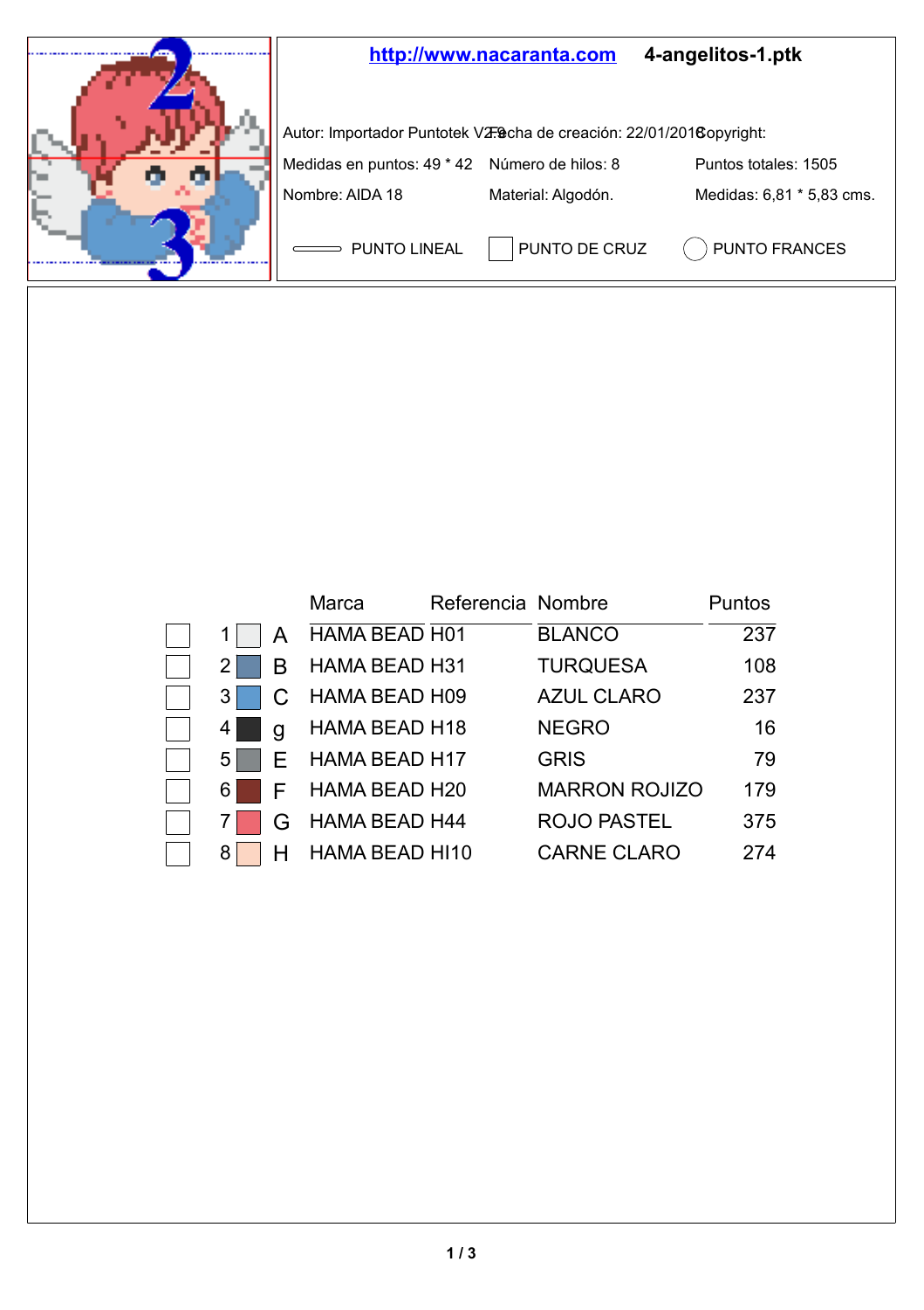**http://www.nacaranta.com** **4-angelitos-1.ptk**

Autor: Importador Puntotek V2.9 Fecha de creación: 22/01/2018 Copyright:

Medidas en puntos: 49 * 42 Número de hilos: 8 Puntos totales: 1505

Nombre: AIDA 18 Material: Algodón. Medidas: 6,81 * 5,83 cms.

PUNTO LINEAL PUNTO DE CRUZ PUNTO FRANCES

| | | | Marca | Referencia | Nombre | Puntos |
|---|---|---|---|---|---|---|
| ☐ | 1 | A | HAMA BEAD | H01 | BLANCO | 237 |
| ☐ | 2 | B | HAMA BEAD | H31 | TURQUESA | 108 |
| ☐ | 3 | C | HAMA BEAD | H09 | AZUL CLARO | 237 |
| ☐ | 4 | g | HAMA BEAD | H18 | NEGRO | 16 |
| ☐ | 5 | E | HAMA BEAD | H17 | GRIS | 79 |
| ☐ | 6 | F | HAMA BEAD | H20 | MARRON ROJIZO | 179 |
| ☐ | 7 | G | HAMA BEAD | H44 | ROJO PASTEL | 375 |
| ☐ | 8 | H | HAMA BEAD | HI10 | CARNE CLARO | 274 |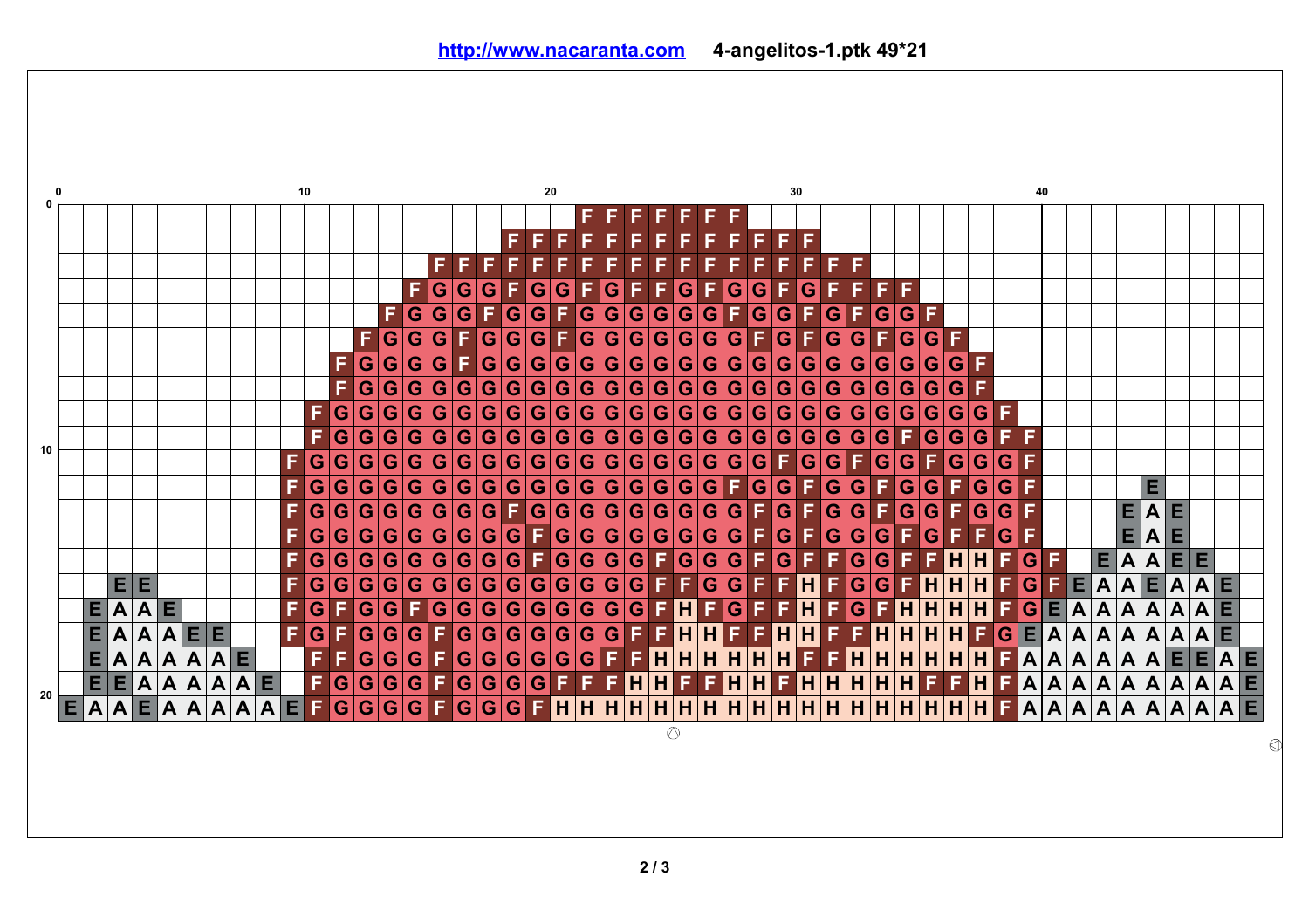**http://www.nacaranta.com** **4-angelitos-1.ptk 49*21**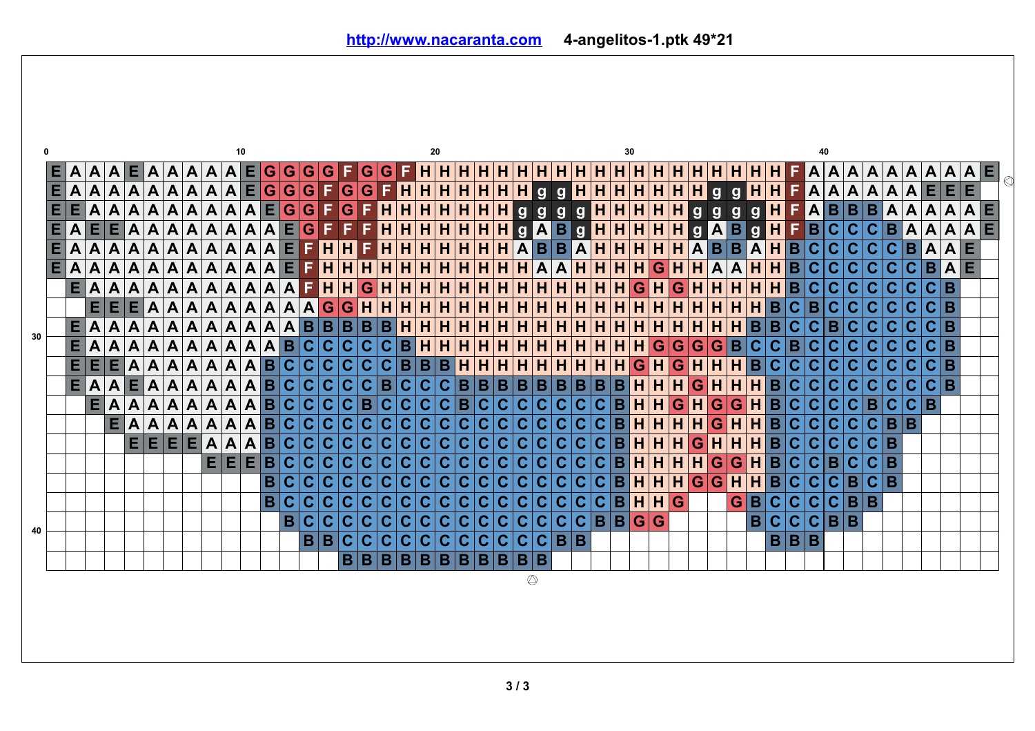**http://www.nacaranta.com** **4-angelitos-1.ptk 49*21**

| | 0 | | | | | | | | | | 10 | | | | | | | | | | 20 | | | | | | | | | | 30 | | | | | | | | | | 40 | | | | | | | | |
|---|---|---|---|---|---|---|---|---|---|---|---|---|---|---|---|---|---|---|---|---|---|---|---|---|---|---|---|---|---|---|---|---|---|---|---|---|---|---|---|---|---|---|---|---|---|---|---|---|---|
| | E | A | A | A | E | A | A | A | A | A | A | E | G | G | G | G | F | G | G | F | H | H | H | H | H | H | H | H | H | H | H | H | H | H | H | H | H | H | F | A | A | A | A | A | A | A | A | A | E |
| | E | A | A | A | A | A | A | A | A | A | A | E | G | G | G | F | G | G | F | H | H | H | H | H | g | g | H | H | H | H | H | H | H | H | g | g | H | H | F | A | A | A | A | A | A | E | E | E | |
| | E | E | A | A | A | A | A | A | A | A | A | E | G | G | F | G | F | H | H | H | H | H | H | H | g | g | g | g | H | H | H | H | H | g | g | g | g | H | F | A | B | B | B | A | A | A | A | A | E |
| | E | A | E | E | A | A | A | A | A | A | A | A | E | G | F | F | F | H | H | H | H | H | H | H | g | A | B | g | H | H | H | H | H | g | A | B | g | H | F | B | C | C | C | B | A | A | A | A | E |
| | E | A | A | A | A | A | A | A | A | A | A | A | E | F | H | H | F | H | H | H | H | H | H | H | A | B | B | A | H | H | H | H | H | A | B | B | A | H | B | C | C | C | C | C | B | A | A | E | |
| | E | A | A | A | A | A | A | A | A | A | A | A | E | F | H | H | H | H | H | H | H | H | H | H | H | A | A | H | H | H | H | G | H | H | A | A | H | H | B | C | C | C | C | C | C | B | A | E | |
| | | E | A | A | A | A | A | A | A | A | A | A | A | F | H | H | G | H | H | H | H | H | H | H | H | H | H | H | H | H | G | H | G | H | H | H | H | H | B | C | C | C | C | C | C | C | B | | |
| | | | E | E | E | A | A | A | A | A | A | A | A | A | G | G | H | H | H | H | H | H | H | H | H | H | H | H | H | H | H | H | H | H | H | H | H | B | C | B | C | C | C | C | C | C | B | | |
| | | E | A | A | A | A | A | A | A | A | A | A | A | B | B | B | B | B | H | H | H | H | H | H | H | H | H | H | H | H | H | H | H | H | H | H | B | B | C | C | B | C | C | C | C | C | B | | |
| 30 | | E | A | A | A | A | A | A | A | A | A | A | B | C | C | C | C | C | B | H | H | H | H | H | H | H | H | H | H | H | H | G | G | G | G | B | C | C | B | C | C | C | C | C | C | C | B | | |
| | | E | E | E | A | A | A | A | A | A | A | B | C | C | C | C | C | C | B | B | B | H | H | H | H | H | H | H | H | H | G | H | G | H | H | H | B | C | C | C | C | C | C | C | C | C | B | | |
| | | E | A | A | E | A | A | A | A | A | A | B | C | C | C | C | C | B | C | C | C | B | B | B | B | B | B | B | B | B | H | H | H | G | H | H | H | B | C | C | C | C | C | C | C | C | B | | |
| | | | E | A | A | A | A | A | A | A | A | B | C | C | C | C | B | C | C | C | C | C | B | C | C | C | C | C | C | B | H | H | G | H | G | G | H | B | C | C | C | C | C | B | C | B | | | |
| | | | | E | A | A | A | A | A | A | A | B | C | C | C | C | C | C | C | C | C | C | C | C | C | C | C | C | C | B | H | H | H | H | G | H | H | B | C | C | C | C | C | B | B | | | | |
| | | | | | E | E | E | E | A | A | A | B | C | C | C | C | C | C | C | C | C | C | C | C | C | C | C | C | C | B | H | H | H | G | H | H | H | B | C | C | C | C | C | B | | | | | |
| | | | | | | | | | E | E | E | B | C | C | C | C | C | C | C | C | C | C | C | C | C | C | C | C | C | B | H | H | H | H | G | G | H | B | C | C | B | C | C | B | | | | | |
| | | | | | | | | | | | | B | C | C | C | C | C | C | C | C | C | C | C | C | C | C | C | C | C | B | H | H | H | G | G | H | H | B | C | C | C | B | C | B | | | | | |
| | | | | | | | | | | | | B | C | C | C | C | C | C | C | C | C | C | C | C | C | C | C | C | C | B | H | H | G | | | G | B | C | C | C | C | B | B | | | | | | |
| | | | | | | | | | | | | | B | C | C | C | C | C | C | C | C | C | C | C | C | C | C | B | B | G | G | | | | | B | C | C | C | B | B | | | | | | | |
| 40 | | | | | | | | | | | | | | B | B | C | C | C | C | C | C | C | C | C | C | C | B | B | | | | | | | | | | B | B | B | | | | | | | | | |
| | | | | | | | | | | | | | | | | B | B | B | B | B | B | B | B | B | B | B | | | | | | | | | | | | | | | | | | | | | | | |